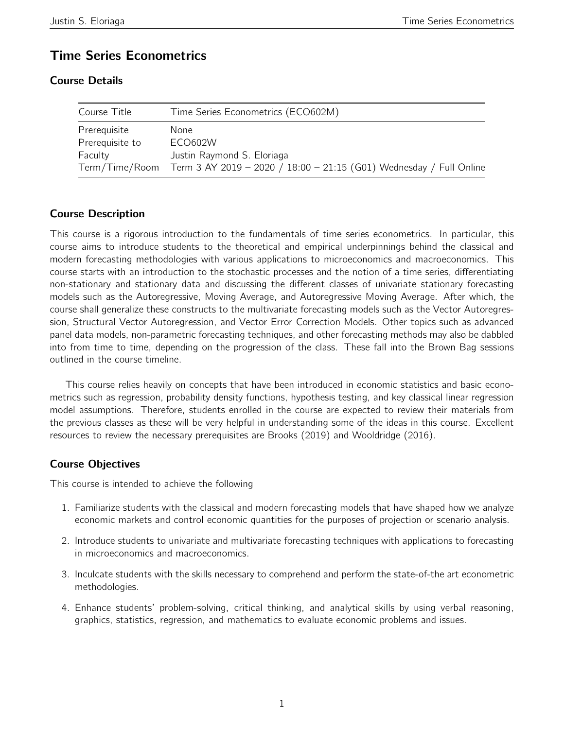# Time Series Econometrics

## Course Details

| Course Title | Time Series Econometrics (ECO602M) |
|---|---|
| Prerequisite | None |
| Prerequisite to | ECO602W |
| Faculty | Justin Raymond S. Eloriaga |
| Term/Time/Room | Term 3 AY 2019 – 2020 / 18:00 – 21:15 (G01) Wednesday / Full Online |

## Course Description

This course is a rigorous introduction to the fundamentals of time series econometrics. In particular, this course aims to introduce students to the theoretical and empirical underpinnings behind the classical and modern forecasting methodologies with various applications to microeconomics and macroeconomics. This course starts with an introduction to the stochastic processes and the notion of a time series, differentiating non-stationary and stationary data and discussing the different classes of univariate stationary forecasting models such as the Autoregressive, Moving Average, and Autoregressive Moving Average. After which, the course shall generalize these constructs to the multivariate forecasting models such as the Vector Autoregression, Structural Vector Autoregression, and Vector Error Correction Models. Other topics such as advanced panel data models, non-parametric forecasting techniques, and other forecasting methods may also be dabbled into from time to time, depending on the progression of the class. These fall into the Brown Bag sessions outlined in the course timeline.

This course relies heavily on concepts that have been introduced in economic statistics and basic econometrics such as regression, probability density functions, hypothesis testing, and key classical linear regression model assumptions. Therefore, students enrolled in the course are expected to review their materials from the previous classes as these will be very helpful in understanding some of the ideas in this course. Excellent resources to review the necessary prerequisites are Brooks (2019) and Wooldridge (2016).

## Course Objectives

This course is intended to achieve the following

1. Familiarize students with the classical and modern forecasting models that have shaped how we analyze economic markets and control economic quantities for the purposes of projection or scenario analysis.
2. Introduce students to univariate and multivariate forecasting techniques with applications to forecasting in microeconomics and macroeconomics.
3. Inculcate students with the skills necessary to comprehend and perform the state-of-the art econometric methodologies.
4. Enhance students' problem-solving, critical thinking, and analytical skills by using verbal reasoning, graphics, statistics, regression, and mathematics to evaluate economic problems and issues.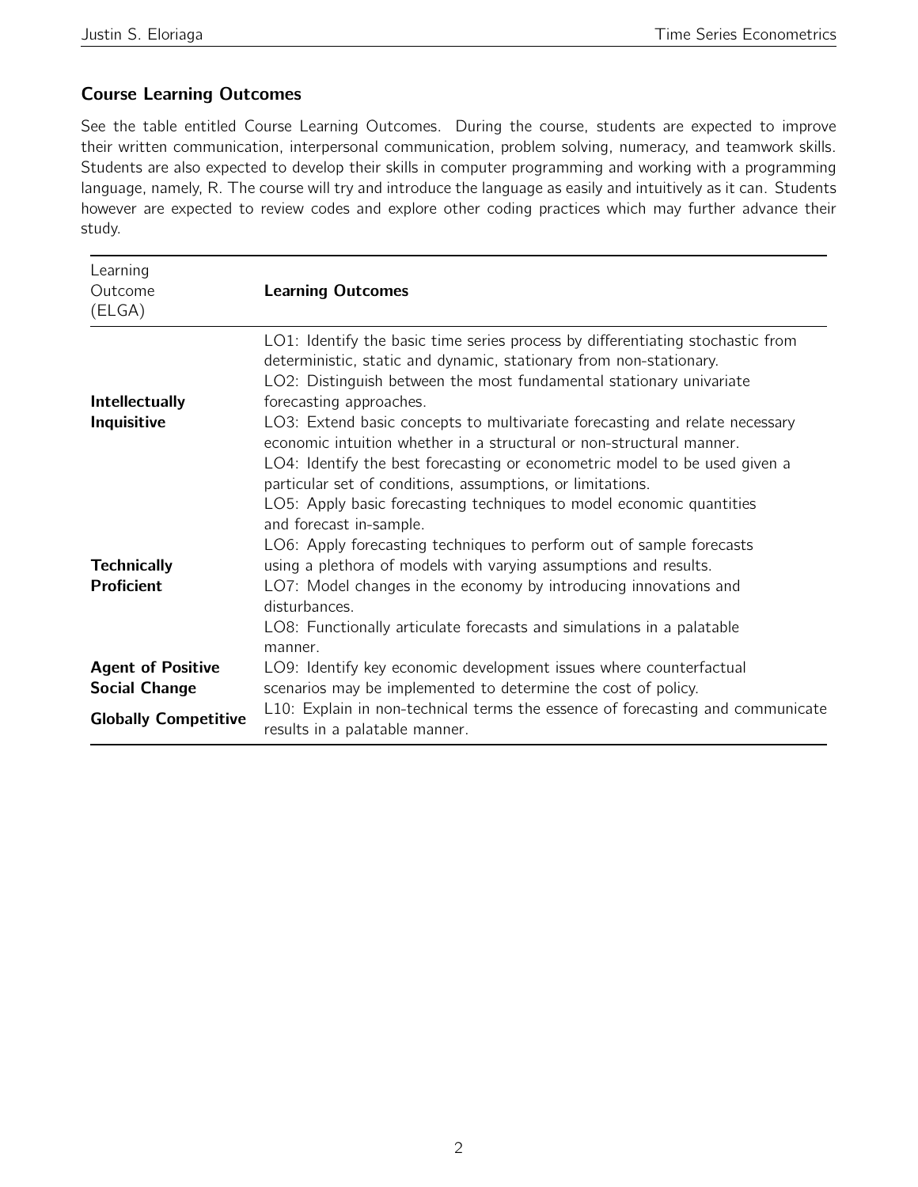### Course Learning Outcomes

See the table entitled Course Learning Outcomes. During the course, students are expected to improve their written communication, interpersonal communication, problem solving, numeracy, and teamwork skills. Students are also expected to develop their skills in computer programming and working with a programming language, namely, R. The course will try and introduce the language as easily and intuitively as it can. Students however are expected to review codes and explore other coding practices which may further advance their study.

| Learning Outcome (ELGA) | **Learning Outcomes** |
|---|---|
| **Intellectually Inquisitive** | LO1: Identify the basic time series process by differentiating stochastic from deterministic, static and dynamic, stationary from non-stationary.<br>LO2: Distinguish between the most fundamental stationary univariate forecasting approaches.<br>LO3: Extend basic concepts to multivariate forecasting and relate necessary economic intuition whether in a structural or non-structural manner.<br>LO4: Identify the best forecasting or econometric model to be used given a particular set of conditions, assumptions, or limitations. |
| **Technically Proficient** | LO5: Apply basic forecasting techniques to model economic quantities and forecast in-sample.<br>LO6: Apply forecasting techniques to perform out of sample forecasts using a plethora of models with varying assumptions and results.<br>LO7: Model changes in the economy by introducing innovations and disturbances.<br>LO8: Functionally articulate forecasts and simulations in a palatable manner. |
| **Agent of Positive Social Change** | LO9: Identify key economic development issues where counterfactual scenarios may be implemented to determine the cost of policy. |
| **Globally Competitive** | L10: Explain in non-technical terms the essence of forecasting and communicate results in a palatable manner. |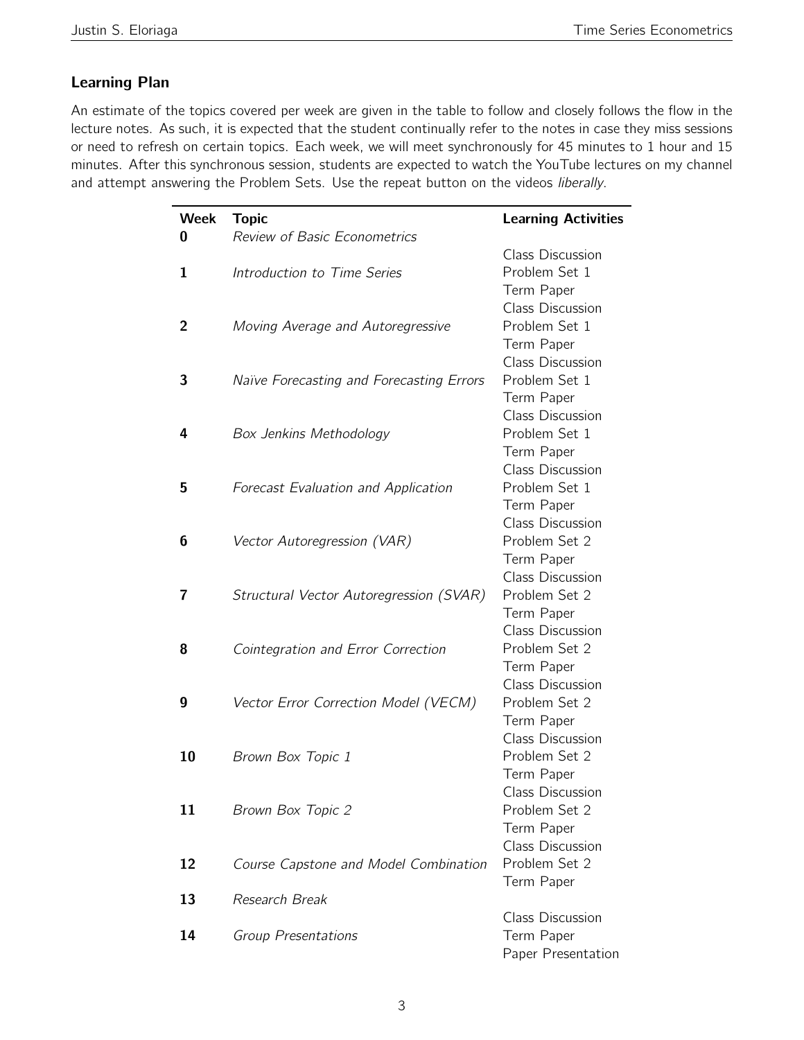### Learning Plan

An estimate of the topics covered per week are given in the table to follow and closely follows the flow in the lecture notes. As such, it is expected that the student continually refer to the notes in case they miss sessions or need to refresh on certain topics. Each week, we will meet synchronously for 45 minutes to 1 hour and 15 minutes. After this synchronous session, students are expected to watch the YouTube lectures on my channel and attempt answering the Problem Sets. Use the repeat button on the videos *liberally*.

| Week | Topic | Learning Activities |
|---|---|---|
| **0** | *Review of Basic Econometrics* | |
| **1** | *Introduction to Time Series* | Class Discussion<br>Problem Set 1<br>Term Paper |
| **2** | *Moving Average and Autoregressive* | Class Discussion<br>Problem Set 1<br>Term Paper |
| **3** | *Naïve Forecasting and Forecasting Errors* | Class Discussion<br>Problem Set 1<br>Term Paper |
| **4** | *Box Jenkins Methodology* | Class Discussion<br>Problem Set 1<br>Term Paper |
| **5** | *Forecast Evaluation and Application* | Class Discussion<br>Problem Set 1<br>Term Paper |
| **6** | *Vector Autoregression (VAR)* | Class Discussion<br>Problem Set 2<br>Term Paper |
| **7** | *Structural Vector Autoregression (SVAR)* | Class Discussion<br>Problem Set 2<br>Term Paper |
| **8** | *Cointegration and Error Correction* | Class Discussion<br>Problem Set 2<br>Term Paper |
| **9** | *Vector Error Correction Model (VECM)* | Class Discussion<br>Problem Set 2<br>Term Paper |
| **10** | *Brown Box Topic 1* | Class Discussion<br>Problem Set 2<br>Term Paper |
| **11** | *Brown Box Topic 2* | Class Discussion<br>Problem Set 2<br>Term Paper |
| **12** | *Course Capstone and Model Combination* | Class Discussion<br>Problem Set 2<br>Term Paper |
| **13** | *Research Break* | |
| **14** | *Group Presentations* | Class Discussion<br>Term Paper<br>Paper Presentation |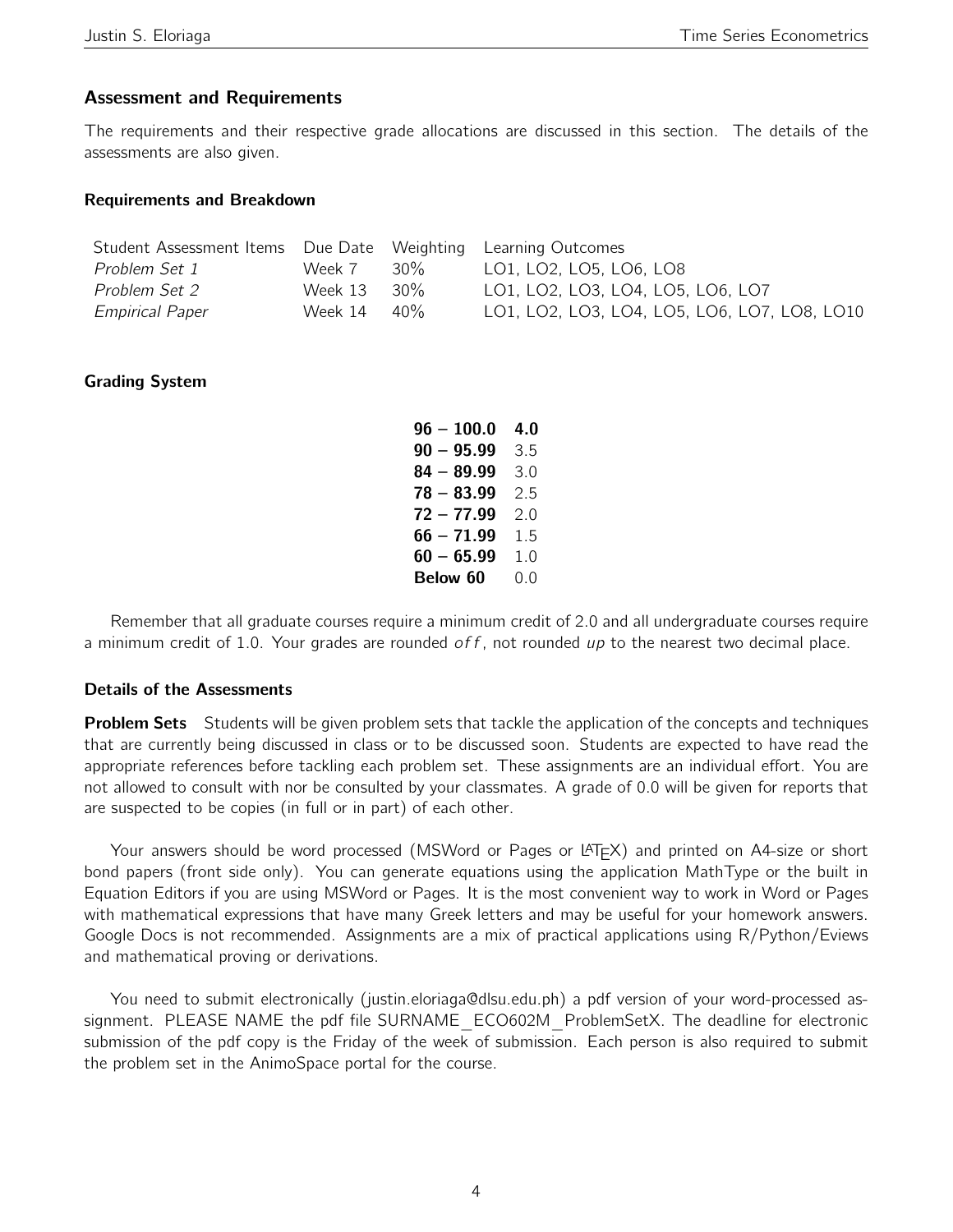## Assessment and Requirements

The requirements and their respective grade allocations are discussed in this section. The details of the assessments are also given.

### Requirements and Breakdown

| Student Assessment Items | Due Date | Weighting | Learning Outcomes |
|---|---|---|---|
| *Problem Set 1* | Week 7 | 30% | LO1, LO2, LO5, LO6, LO8 |
| *Problem Set 2* | Week 13 | 30% | LO1, LO2, LO3, LO4, LO5, LO6, LO7 |
| *Empirical Paper* | Week 14 | 40% | LO1, LO2, LO3, LO4, LO5, LO6, LO7, LO8, LO10 |

### Grading System

| | |
|---|---|
| **96 – 100.0** | **4.0** |
| **90 – 95.99** | 3.5 |
| **84 – 89.99** | 3.0 |
| **78 – 83.99** | 2.5 |
| **72 – 77.99** | 2.0 |
| **66 – 71.99** | 1.5 |
| **60 – 65.99** | 1.0 |
| **Below 60** | 0.0 |

Remember that all graduate courses require a minimum credit of 2.0 and all undergraduate courses require a minimum credit of 1.0. Your grades are rounded $off$, not rounded *up* to the nearest two decimal place.

### Details of the Assessments

**Problem Sets** Students will be given problem sets that tackle the application of the concepts and techniques that are currently being discussed in class or to be discussed soon. Students are expected to have read the appropriate references before tackling each problem set. These assignments are an individual effort. You are not allowed to consult with nor be consulted by your classmates. A grade of 0.0 will be given for reports that are suspected to be copies (in full or in part) of each other.

Your answers should be word processed (MSWord or Pages or LaTeX) and printed on A4-size or short bond papers (front side only). You can generate equations using the application MathType or the built in Equation Editors if you are using MSWord or Pages. It is the most convenient way to work in Word or Pages with mathematical expressions that have many Greek letters and may be useful for your homework answers. Google Docs is not recommended. Assignments are a mix of practical applications using R/Python/Eviews and mathematical proving or derivations.

You need to submit electronically (justin.eloriaga@dlsu.edu.ph) a pdf version of your word-processed assignment. PLEASE NAME the pdf file SURNAME_ECO602M_ProblemSetX. The deadline for electronic submission of the pdf copy is the Friday of the week of submission. Each person is also required to submit the problem set in the AnimoSpace portal for the course.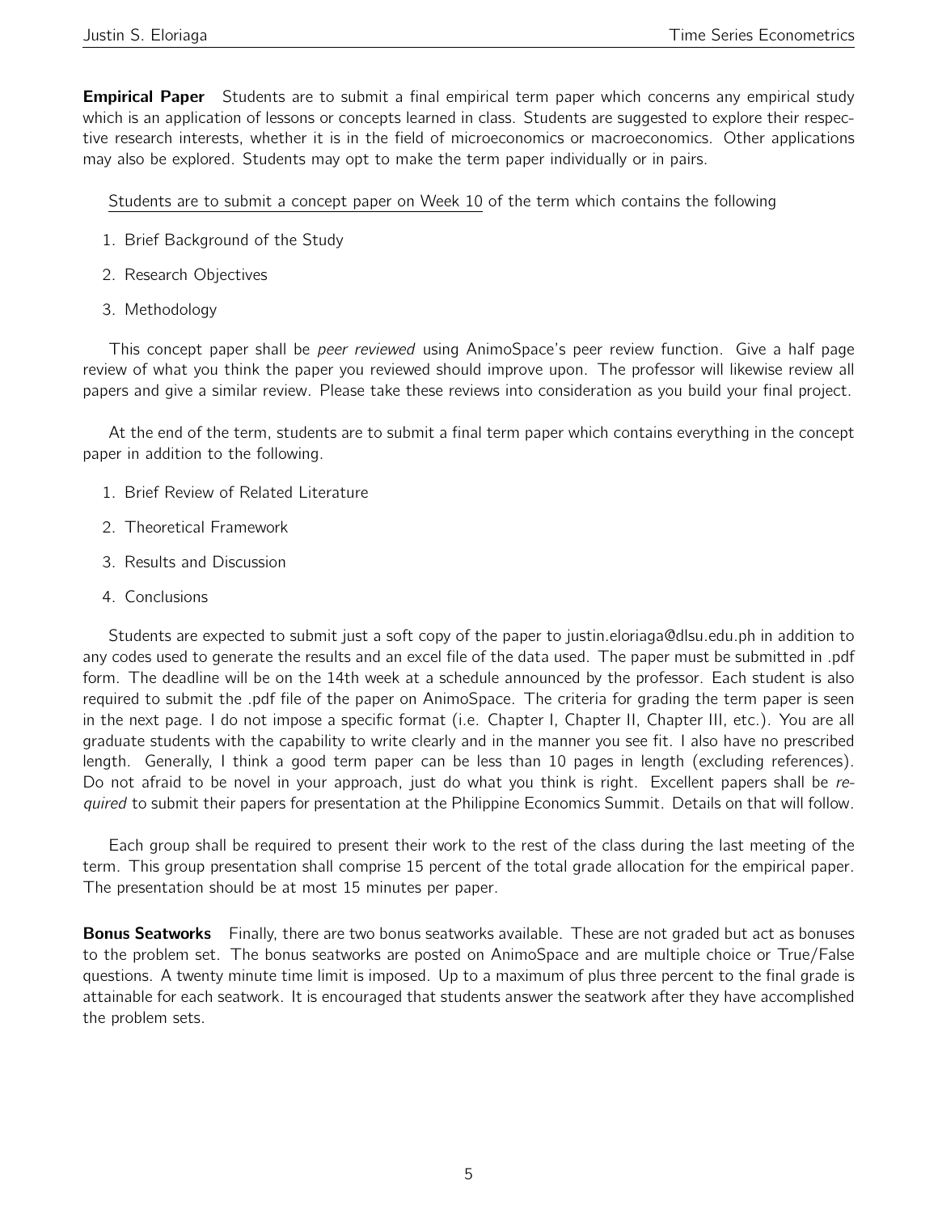**Empirical Paper** Students are to submit a final empirical term paper which concerns any empirical study which is an application of lessons or concepts learned in class. Students are suggested to explore their respective research interests, whether it is in the field of microeconomics or macroeconomics. Other applications may also be explored. Students may opt to make the term paper individually or in pairs.

<u>Students are to submit a concept paper on Week 10</u> of the term which contains the following

1. Brief Background of the Study
2. Research Objectives
3. Methodology

This concept paper shall be *peer reviewed* using AnimoSpace's peer review function. Give a half page review of what you think the paper you reviewed should improve upon. The professor will likewise review all papers and give a similar review. Please take these reviews into consideration as you build your final project.

At the end of the term, students are to submit a final term paper which contains everything in the concept paper in addition to the following.

1. Brief Review of Related Literature
2. Theoretical Framework
3. Results and Discussion
4. Conclusions

Students are expected to submit just a soft copy of the paper to justin.eloriaga@dlsu.edu.ph in addition to any codes used to generate the results and an excel file of the data used. The paper must be submitted in .pdf form. The deadline will be on the 14th week at a schedule announced by the professor. Each student is also required to submit the .pdf file of the paper on AnimoSpace. The criteria for grading the term paper is seen in the next page. I do not impose a specific format (i.e. Chapter I, Chapter II, Chapter III, etc.). You are all graduate students with the capability to write clearly and in the manner you see fit. I also have no prescribed length. Generally, I think a good term paper can be less than 10 pages in length (excluding references). Do not afraid to be novel in your approach, just do what you think is right. Excellent papers shall be *required* to submit their papers for presentation at the Philippine Economics Summit. Details on that will follow.

Each group shall be required to present their work to the rest of the class during the last meeting of the term. This group presentation shall comprise 15 percent of the total grade allocation for the empirical paper. The presentation should be at most 15 minutes per paper.

**Bonus Seatworks** Finally, there are two bonus seatworks available. These are not graded but act as bonuses to the problem set. The bonus seatworks are posted on AnimoSpace and are multiple choice or True/False questions. A twenty minute time limit is imposed. Up to a maximum of plus three percent to the final grade is attainable for each seatwork. It is encouraged that students answer the seatwork after they have accomplished the problem sets.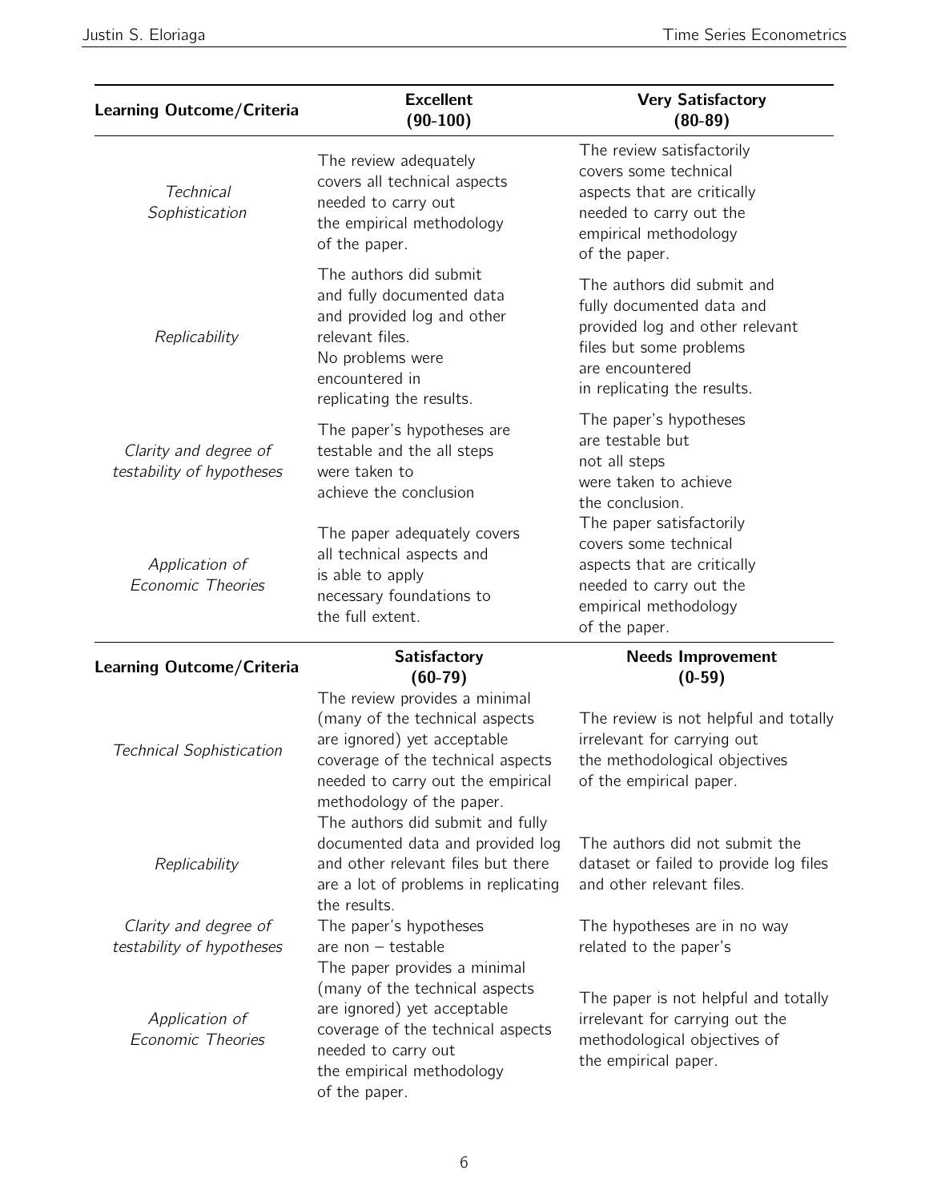| Learning Outcome/Criteria | Excellent (90-100) | Very Satisfactory (80-89) |
|---|---|---|
| *Technical Sophistication* | The review adequately covers all technical aspects needed to carry out the empirical methodology of the paper. | The review satisfactorily covers some technical aspects that are critically needed to carry out the empirical methodology of the paper. |
| *Replicability* | The authors did submit and fully documented data and provided log and other relevant files. No problems were encountered in replicating the results. | The authors did submit and fully documented data and provided log and other relevant files but some problems are encountered in replicating the results. |
| *Clarity and degree of testability of hypotheses* | The paper's hypotheses are testable and the all steps were taken to achieve the conclusion | The paper's hypotheses are testable but not all steps were taken to achieve the conclusion. |
| *Application of Economic Theories* | The paper adequately covers all technical aspects and is able to apply necessary foundations to the full extent. | The paper satisfactorily covers some technical aspects that are critically needed to carry out the empirical methodology of the paper. |

| Learning Outcome/Criteria | Satisfactory (60-79) | Needs Improvement (0-59) |
|---|---|---|
| *Technical Sophistication* | The review provides a minimal (many of the technical aspects are ignored) yet acceptable coverage of the technical aspects needed to carry out the empirical methodology of the paper. | The review is not helpful and totally irrelevant for carrying out the methodological objectives of the empirical paper. |
| *Replicability* | The authors did submit and fully documented data and provided log and other relevant files but there are a lot of problems in replicating the results. | The authors did not submit the dataset or failed to provide log files and other relevant files. |
| *Clarity and degree of testability of hypotheses* | The paper's hypotheses are non – testable | The hypotheses are in no way related to the paper's |
| *Application of Economic Theories* | The paper provides a minimal (many of the technical aspects are ignored) yet acceptable coverage of the technical aspects needed to carry out the empirical methodology of the paper. | The paper is not helpful and totally irrelevant for carrying out the methodological objectives of the empirical paper. |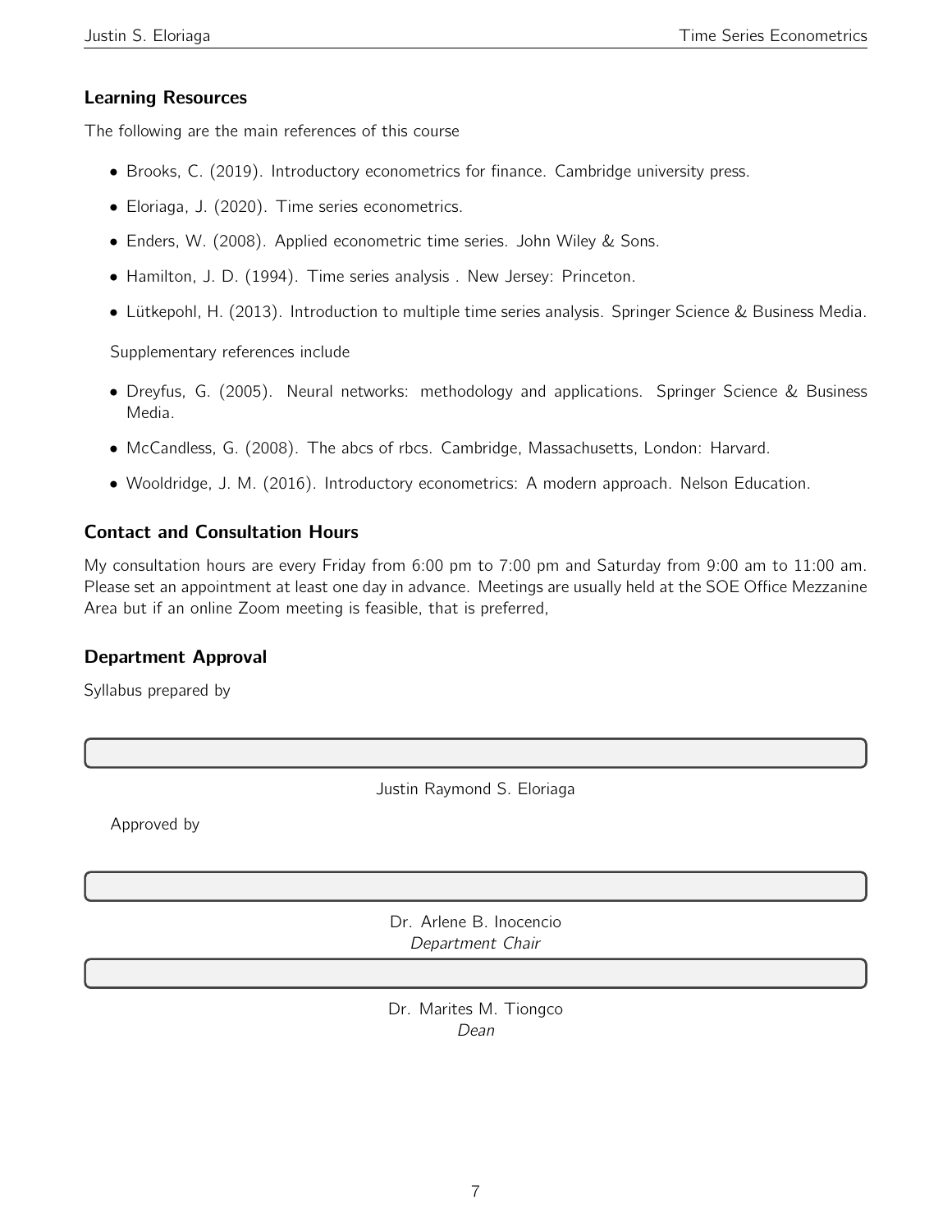### Learning Resources

The following are the main references of this course

- Brooks, C. (2019). Introductory econometrics for finance. Cambridge university press.
- Eloriaga, J. (2020). Time series econometrics.
- Enders, W. (2008). Applied econometric time series. John Wiley & Sons.
- Hamilton, J. D. (1994). Time series analysis . New Jersey: Princeton.
- Lütkepohl, H. (2013). Introduction to multiple time series analysis. Springer Science & Business Media.

Supplementary references include

- Dreyfus, G. (2005). Neural networks: methodology and applications. Springer Science & Business Media.
- McCandless, G. (2008). The abcs of rbcs. Cambridge, Massachusetts, London: Harvard.
- Wooldridge, J. M. (2016). Introductory econometrics: A modern approach. Nelson Education.

### Contact and Consultation Hours

My consultation hours are every Friday from 6:00 pm to 7:00 pm and Saturday from 9:00 am to 11:00 am. Please set an appointment at least one day in advance. Meetings are usually held at the SOE Office Mezzanine Area but if an online Zoom meeting is feasible, that is preferred,

### Department Approval

Syllabus prepared by

Justin Raymond S. Eloriaga

Approved by

Dr. Arlene B. Inocencio
*Department Chair*

Dr. Marites M. Tiongco
*Dean*